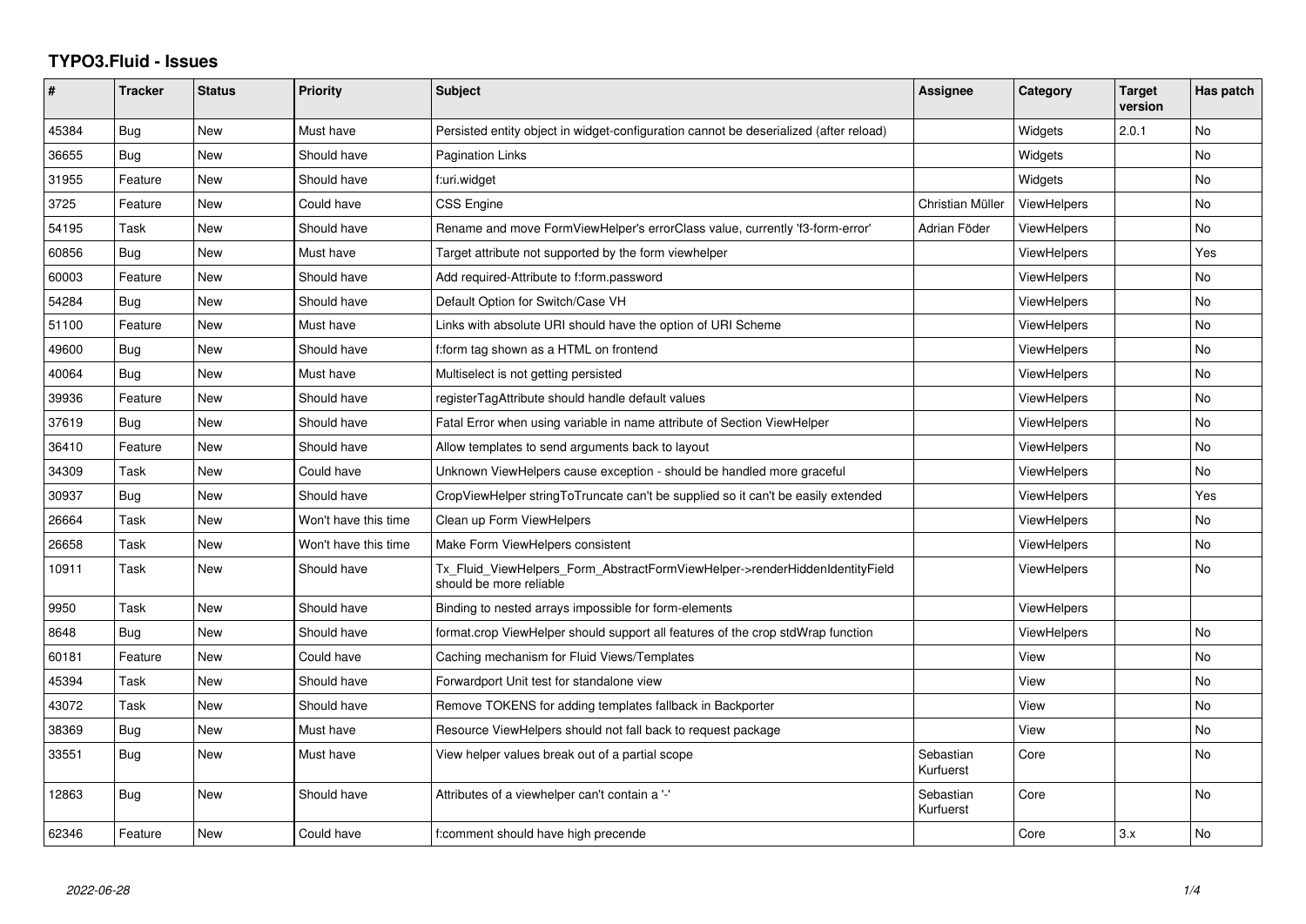# TYPO3.Fluid - Issues

| # | Tracker | Status | Priority | Subject | Assignee | Category | Target version | Has patch |
|---|---|---|---|---|---|---|---|---|
| 45384 | Bug | New | Must have | Persisted entity object in widget-configuration cannot be deserialized (after reload) | | Widgets | 2.0.1 | No |
| 36655 | Bug | New | Should have | Pagination Links | | Widgets | | No |
| 31955 | Feature | New | Should have | f:uri.widget | | Widgets | | No |
| 3725 | Feature | New | Could have | CSS Engine | Christian Müller | ViewHelpers | | No |
| 54195 | Task | New | Should have | Rename and move FormViewHelper's errorClass value, currently 'f3-form-error' | Adrian Föder | ViewHelpers | | No |
| 60856 | Bug | New | Must have | Target attribute not supported by the form viewhelper | | ViewHelpers | | Yes |
| 60003 | Feature | New | Should have | Add required-Attribute to f:form.password | | ViewHelpers | | No |
| 54284 | Bug | New | Should have | Default Option for Switch/Case VH | | ViewHelpers | | No |
| 51100 | Feature | New | Must have | Links with absolute URI should have the option of URI Scheme | | ViewHelpers | | No |
| 49600 | Bug | New | Should have | f:form tag shown as a HTML on frontend | | ViewHelpers | | No |
| 40064 | Bug | New | Must have | Multiselect is not getting persisted | | ViewHelpers | | No |
| 39936 | Feature | New | Should have | registerTagAttribute should handle default values | | ViewHelpers | | No |
| 37619 | Bug | New | Should have | Fatal Error when using variable in name attribute of Section ViewHelper | | ViewHelpers | | No |
| 36410 | Feature | New | Should have | Allow templates to send arguments back to layout | | ViewHelpers | | No |
| 34309 | Task | New | Could have | Unknown ViewHelpers cause exception - should be handled more graceful | | ViewHelpers | | No |
| 30937 | Bug | New | Should have | CropViewHelper stringToTruncate can't be supplied so it can't be easily extended | | ViewHelpers | | Yes |
| 26664 | Task | New | Won't have this time | Clean up Form ViewHelpers | | ViewHelpers | | No |
| 26658 | Task | New | Won't have this time | Make Form ViewHelpers consistent | | ViewHelpers | | No |
| 10911 | Task | New | Should have | Tx_Fluid_ViewHelpers_Form_AbstractFormViewHelper->renderHiddenIdentityField should be more reliable | | ViewHelpers | | No |
| 9950 | Task | New | Should have | Binding to nested arrays impossible for form-elements | | ViewHelpers | | |
| 8648 | Bug | New | Should have | format.crop ViewHelper should support all features of the crop stdWrap function | | ViewHelpers | | No |
| 60181 | Feature | New | Could have | Caching mechanism for Fluid Views/Templates | | View | | No |
| 45394 | Task | New | Should have | Forwardport Unit test for standalone view | | View | | No |
| 43072 | Task | New | Should have | Remove TOKENS for adding templates fallback in Backporter | | View | | No |
| 38369 | Bug | New | Must have | Resource ViewHelpers should not fall back to request package | | View | | No |
| 33551 | Bug | New | Must have | View helper values break out of a partial scope | Sebastian Kurfuerst | Core | | No |
| 12863 | Bug | New | Should have | Attributes of a viewhelper can't contain a '-' | Sebastian Kurfuerst | Core | | No |
| 62346 | Feature | New | Could have | f:comment should have high precende | | Core | 3.x | No |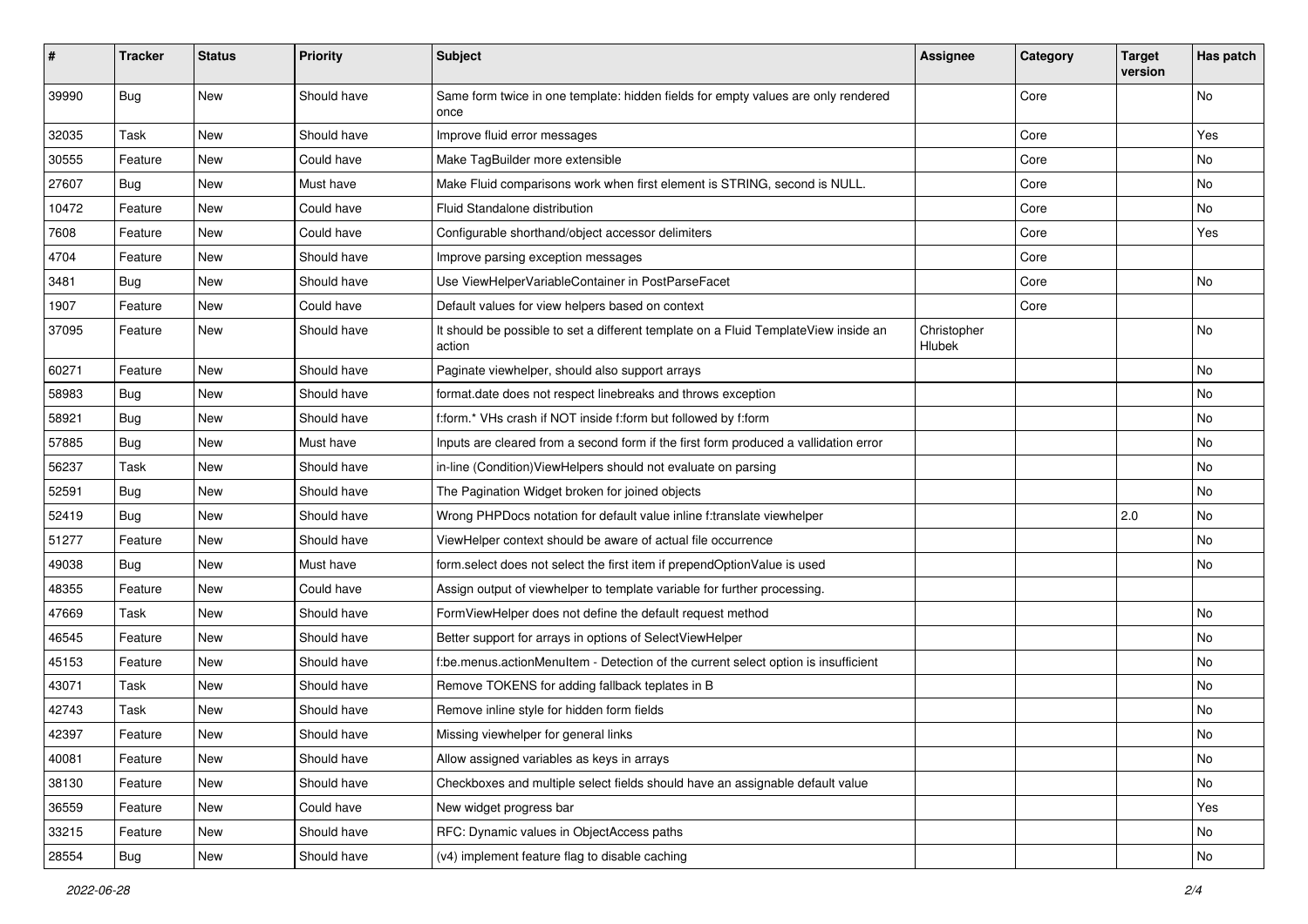| # | Tracker | Status | Priority | Subject | Assignee | Category | Target version | Has patch |
|---|---|---|---|---|---|---|---|---|
| 39990 | Bug | New | Should have | Same form twice in one template: hidden fields for empty values are only rendered once | | Core | | No |
| 32035 | Task | New | Should have | Improve fluid error messages | | Core | | Yes |
| 30555 | Feature | New | Could have | Make TagBuilder more extensible | | Core | | No |
| 27607 | Bug | New | Must have | Make Fluid comparisons work when first element is STRING, second is NULL. | | Core | | No |
| 10472 | Feature | New | Could have | Fluid Standalone distribution | | Core | | No |
| 7608 | Feature | New | Could have | Configurable shorthand/object accessor delimiters | | Core | | Yes |
| 4704 | Feature | New | Should have | Improve parsing exception messages | | Core | | |
| 3481 | Bug | New | Should have | Use ViewHelperVariableContainer in PostParseFacet | | Core | | No |
| 1907 | Feature | New | Could have | Default values for view helpers based on context | | Core | | |
| 37095 | Feature | New | Should have | It should be possible to set a different template on a Fluid TemplateView inside an action | Christopher Hlubek | | | No |
| 60271 | Feature | New | Should have | Paginate viewhelper, should also support arrays | | | | No |
| 58983 | Bug | New | Should have | format.date does not respect linebreaks and throws exception | | | | No |
| 58921 | Bug | New | Should have | f:form.* VHs crash if NOT inside f:form but followed by f:form | | | | No |
| 57885 | Bug | New | Must have | Inputs are cleared from a second form if the first form produced a vallidation error | | | | No |
| 56237 | Task | New | Should have | in-line (Condition)ViewHelpers should not evaluate on parsing | | | | No |
| 52591 | Bug | New | Should have | The Pagination Widget broken for joined objects | | | | No |
| 52419 | Bug | New | Should have | Wrong PHPDocs notation for default value inline f:translate viewhelper | | | 2.0 | No |
| 51277 | Feature | New | Should have | ViewHelper context should be aware of actual file occurrence | | | | No |
| 49038 | Bug | New | Must have | form.select does not select the first item if prependOptionValue is used | | | | No |
| 48355 | Feature | New | Could have | Assign output of viewhelper to template variable for further processing. | | | | |
| 47669 | Task | New | Should have | FormViewHelper does not define the default request method | | | | No |
| 46545 | Feature | New | Should have | Better support for arrays in options of SelectViewHelper | | | | No |
| 45153 | Feature | New | Should have | f:be.menus.actionMenuItem - Detection of the current select option is insufficient | | | | No |
| 43071 | Task | New | Should have | Remove TOKENS for adding fallback teplates in B | | | | No |
| 42743 | Task | New | Should have | Remove inline style for hidden form fields | | | | No |
| 42397 | Feature | New | Should have | Missing viewhelper for general links | | | | No |
| 40081 | Feature | New | Should have | Allow assigned variables as keys in arrays | | | | No |
| 38130 | Feature | New | Should have | Checkboxes and multiple select fields should have an assignable default value | | | | No |
| 36559 | Feature | New | Could have | New widget progress bar | | | | Yes |
| 33215 | Feature | New | Should have | RFC: Dynamic values in ObjectAccess paths | | | | No |
| 28554 | Bug | New | Should have | (v4) implement feature flag to disable caching | | | | No |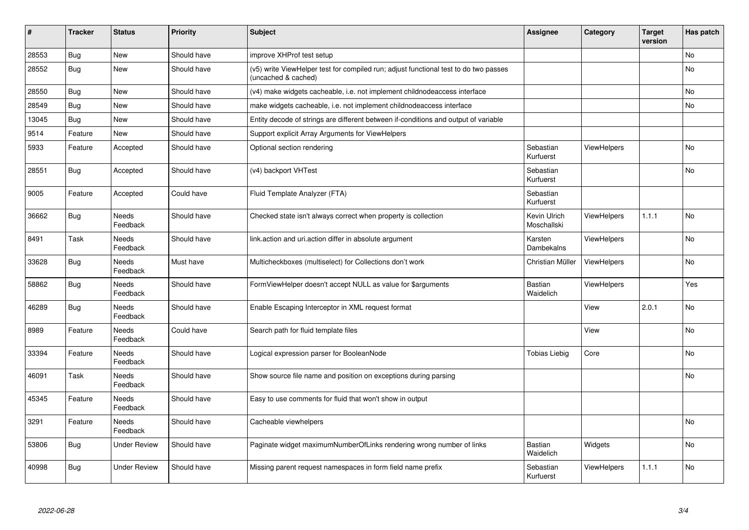| # | Tracker | Status | Priority | Subject | Assignee | Category | Target version | Has patch |
|---|---|---|---|---|---|---|---|---|
| 28553 | Bug | New | Should have | improve XHProf test setup | | | | No |
| 28552 | Bug | New | Should have | (v5) write ViewHelper test for compiled run; adjust functional test to do two passes (uncached & cached) | | | | No |
| 28550 | Bug | New | Should have | (v4) make widgets cacheable, i.e. not implement childnodeaccess interface | | | | No |
| 28549 | Bug | New | Should have | make widgets cacheable, i.e. not implement childnodeaccess interface | | | | No |
| 13045 | Bug | New | Should have | Entity decode of strings are different between if-conditions and output of variable | | | | |
| 9514 | Feature | New | Should have | Support explicit Array Arguments for ViewHelpers | | | | |
| 5933 | Feature | Accepted | Should have | Optional section rendering | Sebastian Kurfuerst | ViewHelpers | | No |
| 28551 | Bug | Accepted | Should have | (v4) backport VHTest | Sebastian Kurfuerst | | | No |
| 9005 | Feature | Accepted | Could have | Fluid Template Analyzer (FTA) | Sebastian Kurfuerst | | | |
| 36662 | Bug | Needs Feedback | Should have | Checked state isn't always correct when property is collection | Kevin Ulrich Moschallski | ViewHelpers | 1.1.1 | No |
| 8491 | Task | Needs Feedback | Should have | link.action and uri.action differ in absolute argument | Karsten Dambekalns | ViewHelpers | | No |
| 33628 | Bug | Needs Feedback | Must have | Multicheckboxes (multiselect) for Collections don't work | Christian Müller | ViewHelpers | | No |
| 58862 | Bug | Needs Feedback | Should have | FormViewHelper doesn't accept NULL as value for $arguments | Bastian Waidelich | ViewHelpers | | Yes |
| 46289 | Bug | Needs Feedback | Should have | Enable Escaping Interceptor in XML request format | | View | 2.0.1 | No |
| 8989 | Feature | Needs Feedback | Could have | Search path for fluid template files | | View | | No |
| 33394 | Feature | Needs Feedback | Should have | Logical expression parser for BooleanNode | Tobias Liebig | Core | | No |
| 46091 | Task | Needs Feedback | Should have | Show source file name and position on exceptions during parsing | | | | No |
| 45345 | Feature | Needs Feedback | Should have | Easy to use comments for fluid that won't show in output | | | | |
| 3291 | Feature | Needs Feedback | Should have | Cacheable viewhelpers | | | | No |
| 53806 | Bug | Under Review | Should have | Paginate widget maximumNumberOfLinks rendering wrong number of links | Bastian Waidelich | Widgets | | No |
| 40998 | Bug | Under Review | Should have | Missing parent request namespaces in form field name prefix | Sebastian Kurfuerst | ViewHelpers | 1.1.1 | No |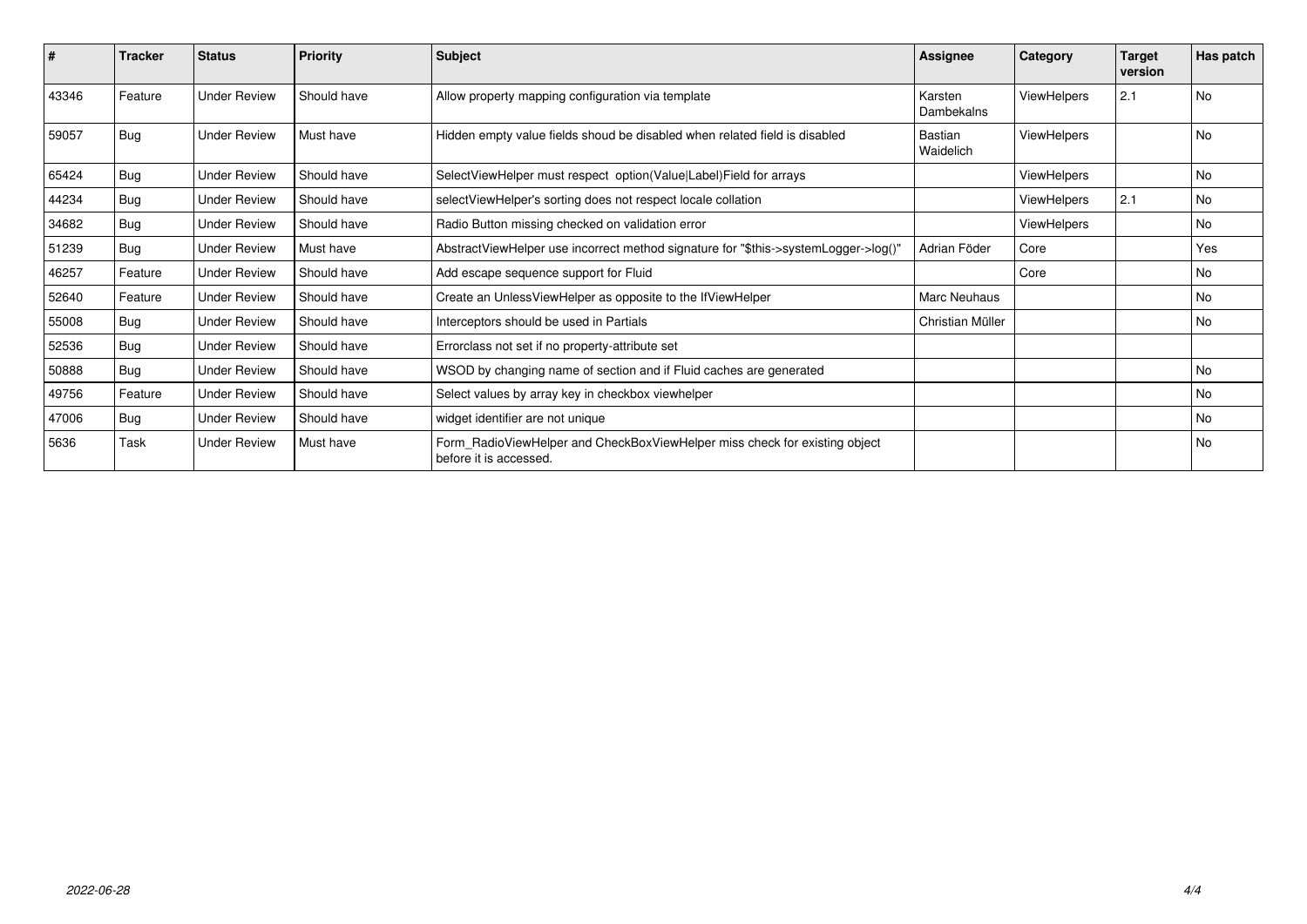| # | Tracker | Status | Priority | Subject | Assignee | Category | Target version | Has patch |
|---|---|---|---|---|---|---|---|---|
| 43346 | Feature | Under Review | Should have | Allow property mapping configuration via template | Karsten Dambekalns | ViewHelpers | 2.1 | No |
| 59057 | Bug | Under Review | Must have | Hidden empty value fields shoud be disabled when related field is disabled | Bastian Waidelich | ViewHelpers | | No |
| 65424 | Bug | Under Review | Should have | SelectViewHelper must respect option(Value\|Label)Field for arrays | | ViewHelpers | | No |
| 44234 | Bug | Under Review | Should have | selectViewHelper's sorting does not respect locale collation | | ViewHelpers | 2.1 | No |
| 34682 | Bug | Under Review | Should have | Radio Button missing checked on validation error | | ViewHelpers | | No |
| 51239 | Bug | Under Review | Must have | AbstractViewHelper use incorrect method signature for "$this->systemLogger->log()" | Adrian Föder | Core | | Yes |
| 46257 | Feature | Under Review | Should have | Add escape sequence support for Fluid | | Core | | No |
| 52640 | Feature | Under Review | Should have | Create an UnlessViewHelper as opposite to the IfViewHelper | Marc Neuhaus | | | No |
| 55008 | Bug | Under Review | Should have | Interceptors should be used in Partials | Christian Müller | | | No |
| 52536 | Bug | Under Review | Should have | Errorclass not set if no property-attribute set | | | | |
| 50888 | Bug | Under Review | Should have | WSOD by changing name of section and if Fluid caches are generated | | | | No |
| 49756 | Feature | Under Review | Should have | Select values by array key in checkbox viewhelper | | | | No |
| 47006 | Bug | Under Review | Should have | widget identifier are not unique | | | | No |
| 5636 | Task | Under Review | Must have | Form_RadioViewHelper and CheckBoxViewHelper miss check for existing object before it is accessed. | | | | No |